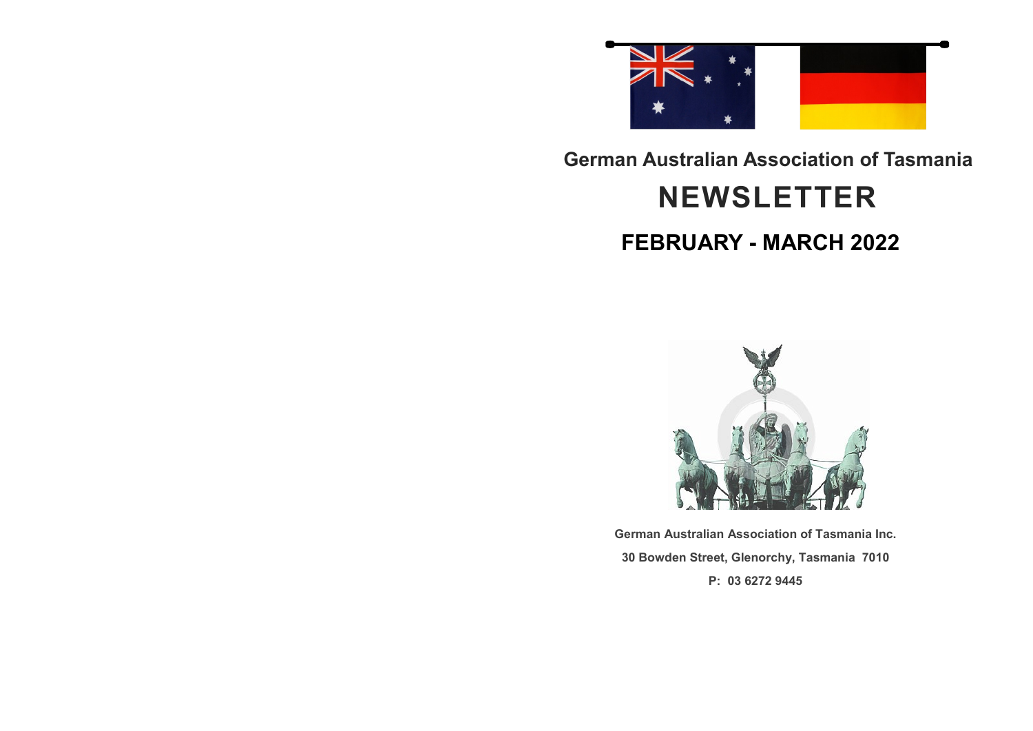## German Australian Association of Tasmania

# NEWSLETTER

## FEBRUARY - MARCH 2022

**German Australian Association of Tasmania Inc.**

**30 Bowden Street, Glenorchy, Tasmania 7010**

**P: 03 6272 9445**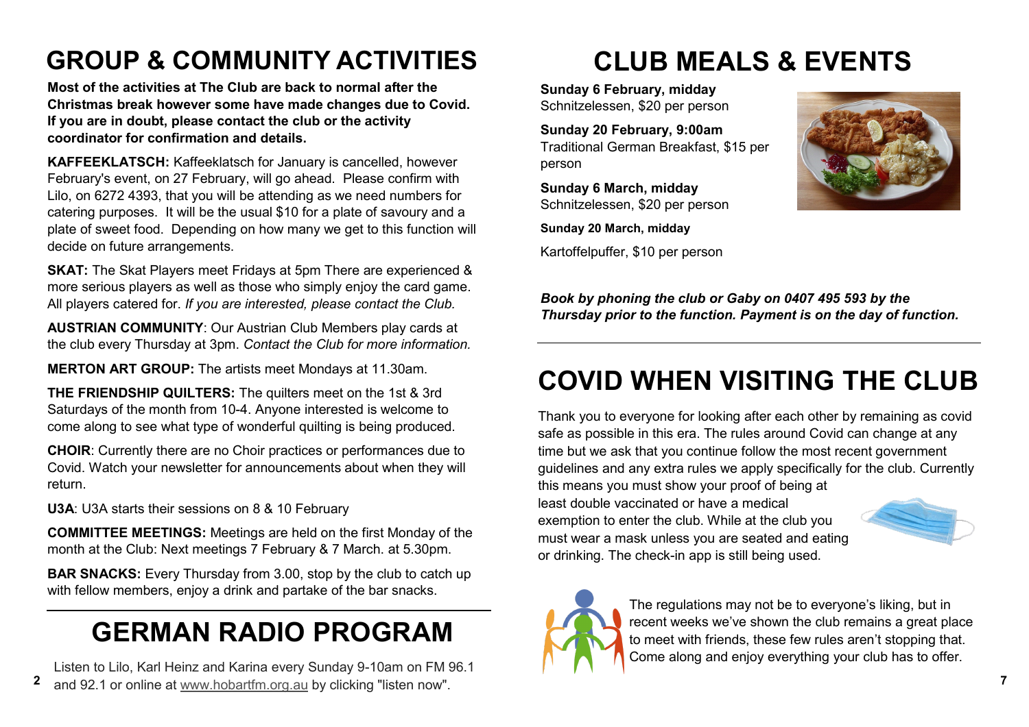# GROUP & COMMUNITY ACTIVITIES

**Most of the activities at The Club are back to normal after the Christmas break however some have made changes due to Covid. If you are in doubt, please contact the club or the activity coordinator for confirmation and details.**

**KAFFEEKLATSCH:** Kaffeeklatsch for January is cancelled, however February's event, on 27 February, will go ahead. Please confirm with Lilo, on 6272 4393, that you will be attending as we need numbers for catering purposes. It will be the usual $10 for a plate of savoury and a plate of sweet food. Depending on how many we get to this function will decide on future arrangements.

**SKAT:** The Skat Players meet Fridays at 5pm There are experienced & more serious players as well as those who simply enjoy the card game. All players catered for. *If you are interested, please contact the Club.*

**AUSTRIAN COMMUNITY**: Our Austrian Club Members play cards at the club every Thursday at 3pm. *Contact the Club for more information.*

**MERTON ART GROUP:** The artists meet Mondays at 11.30am.

**THE FRIENDSHIP QUILTERS:** The quilters meet on the 1st & 3rd Saturdays of the month from 10-4. Anyone interested is welcome to come along to see what type of wonderful quilting is being produced.

**CHOIR**: Currently there are no Choir practices or performances due to Covid. Watch your newsletter for announcements about when they will return.

**U3A**: U3A starts their sessions on 8 & 10 February

**COMMITTEE MEETINGS:** Meetings are held on the first Monday of the month at the Club: Next meetings 7 February & 7 March. at 5.30pm.

**BAR SNACKS:** Every Thursday from 3.00, stop by the club to catch up with fellow members, enjoy a drink and partake of the bar snacks.

# GERMAN RADIO PROGRAM

Listen to Lilo, Karl Heinz and Karina every Sunday 9-10am on FM 96.1 and 92.1 or online at www.hobartfm.org.au by clicking "listen now".

# CLUB MEALS & EVENTS

**Sunday 6 February, midday**
Schnitzelessen, $20 per person

**Sunday 20 February, 9:00am**
Traditional German Breakfast, $15 per person

**Sunday 6 March, midday**
Schnitzelessen, $20 per person

**Sunday 20 March, midday**
Kartoffelpuffer, $10 per person

***Book by phoning the club or Gaby on 0407 495 593 by the Thursday prior to the function. Payment is on the day of function.***

# COVID WHEN VISITING THE CLUB

Thank you to everyone for looking after each other by remaining as covid safe as possible in this era. The rules around Covid can change at any time but we ask that you continue follow the most recent government guidelines and any extra rules we apply specifically for the club. Currently this means you must show your proof of being at least double vaccinated or have a medical exemption to enter the club. While at the club you must wear a mask unless you are seated and eating or drinking. The check-in app is still being used.

The regulations may not be to everyone's liking, but in recent weeks we've shown the club remains a great place to meet with friends, these few rules aren't stopping that. Come along and enjoy everything your club has to offer.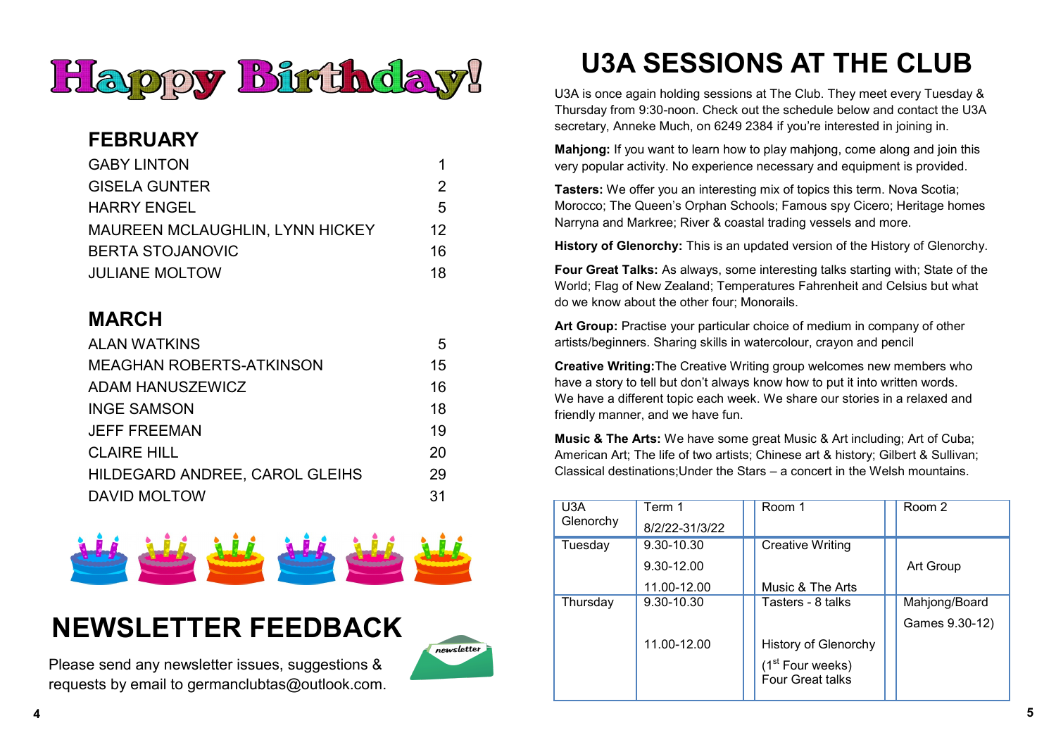# Happy Birthday!

## FEBRUARY

| | |
|---|---|
| GABY LINTON | 1 |
| GISELA GUNTER | 2 |
| HARRY ENGEL | 5 |
| MAUREEN MCLAUGHLIN, LYNN HICKEY | 12 |
| BERTA STOJANOVIC | 16 |
| JULIANE MOLTOW | 18 |

## MARCH

| | |
|---|---|
| ALAN WATKINS | 5 |
| MEAGHAN ROBERTS-ATKINSON | 15 |
| ADAM HANUSZEWICZ | 16 |
| INGE SAMSON | 18 |
| JEFF FREEMAN | 19 |
| CLAIRE HILL | 20 |
| HILDEGARD ANDREE, CAROL GLEIHS | 29 |
| DAVID MOLTOW | 31 |

# NEWSLETTER FEEDBACK

Please send any newsletter issues, suggestions & requests by email to germanclubtas@outlook.com.

# U3A SESSIONS AT THE CLUB

U3A is once again holding sessions at The Club. They meet every Tuesday & Thursday from 9:30-noon. Check out the schedule below and contact the U3A secretary, Anneke Much, on 6249 2384 if you're interested in joining in.

**Mahjong:** If you want to learn how to play mahjong, come along and join this very popular activity. No experience necessary and equipment is provided.

**Tasters:** We offer you an interesting mix of topics this term. Nova Scotia; Morocco; The Queen's Orphan Schools; Famous spy Cicero; Heritage homes Narryna and Markree; River & coastal trading vessels and more.

**History of Glenorchy:** This is an updated version of the History of Glenorchy.

**Four Great Talks:** As always, some interesting talks starting with; State of the World; Flag of New Zealand; Temperatures Fahrenheit and Celsius but what do we know about the other four; Monorails.

**Art Group:** Practise your particular choice of medium in company of other artists/beginners. Sharing skills in watercolour, crayon and pencil

**Creative Writing:** The Creative Writing group welcomes new members who have a story to tell but don't always know how to put it into written words. We have a different topic each week. We share our stories in a relaxed and friendly manner, and we have fun.

**Music & The Arts:** We have some great Music & Art including; Art of Cuba; American Art; The life of two artists; Chinese art & history; Gilbert & Sullivan; Classical destinations;Under the Stars – a concert in the Welsh mountains.

| U3A Glenorchy | Term 1 8/2/22-31/3/22 | Room 1 | Room 2 |
|---|---|---|---|
| Tuesday | 9.30-10.30 | Creative Writing | |
| | 9.30-12.00 | | Art Group |
| | 11.00-12.00 | Music & The Arts | |
| Thursday | 9.30-10.30 | Tasters - 8 talks | Mahjong/Board Games 9.30-12) |
| | 11.00-12.00 | History of Glenorchy (1st Four weeks) Four Great talks | |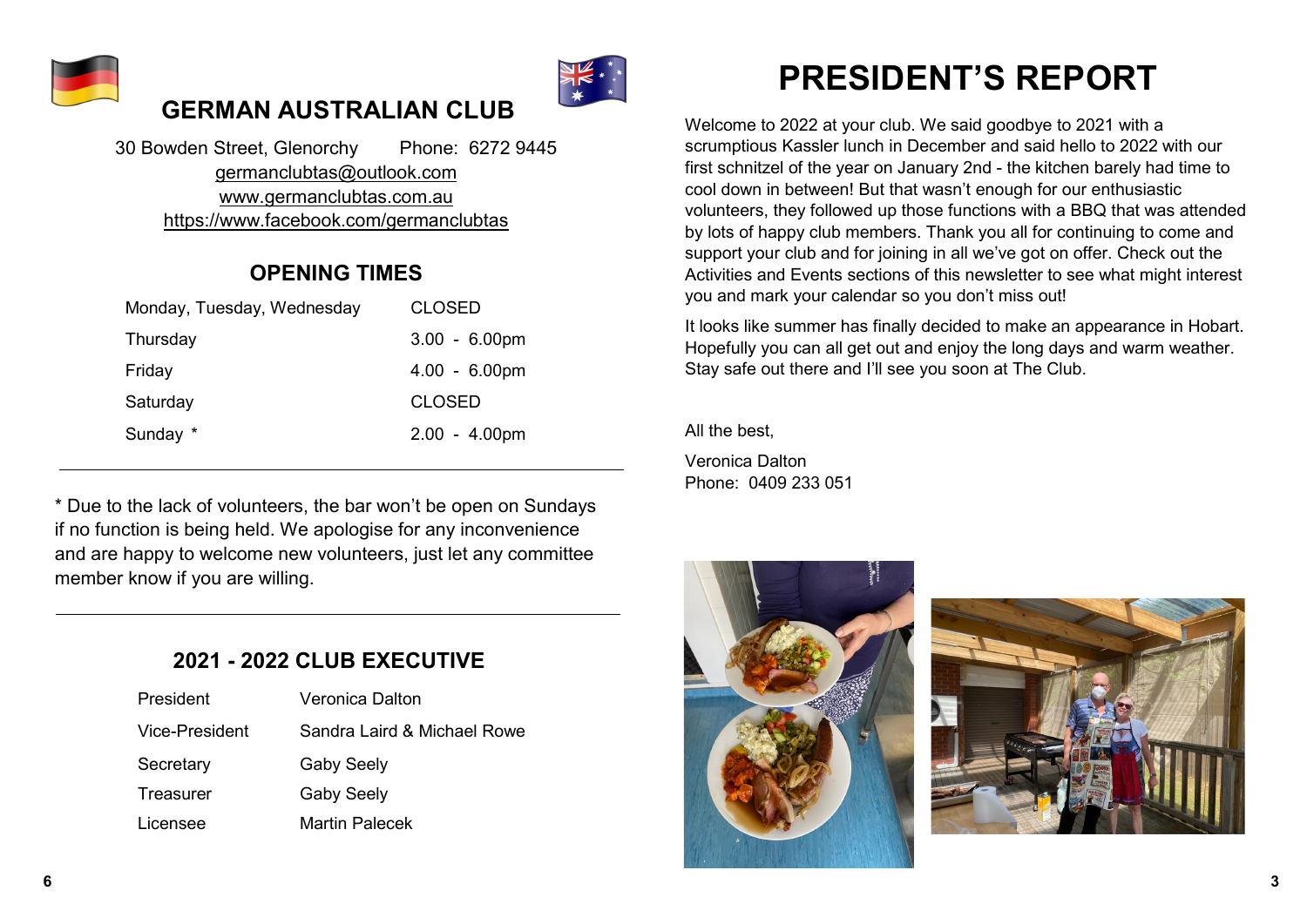## GERMAN AUSTRALIAN CLUB

30 Bowden Street, Glenorchy Phone: 6272 9445
germanclubtas@outlook.com
www.germanclubtas.com.au
https://www.facebook.com/germanclubtas

### OPENING TIMES

| | |
|---|---|
| Monday, Tuesday, Wednesday | CLOSED |
| Thursday | 3.00 - 6.00pm |
| Friday | 4.00 - 6.00pm |
| Saturday | CLOSED |
| Sunday * | 2.00 - 4.00pm |

* Due to the lack of volunteers, the bar won't be open on Sundays if no function is being held. We apologise for any inconvenience and are happy to welcome new volunteers, just let any committee member know if you are willing.

### 2021 - 2022 CLUB EXECUTIVE

| | |
|---|---|
| President | Veronica Dalton |
| Vice-President | Sandra Laird & Michael Rowe |
| Secretary | Gaby Seely |
| Treasurer | Gaby Seely |
| Licensee | Martin Palecek |

# PRESIDENT'S REPORT

Welcome to 2022 at your club. We said goodbye to 2021 with a scrumptious Kassler lunch in December and said hello to 2022 with our first schnitzel of the year on January 2nd - the kitchen barely had time to cool down in between! But that wasn't enough for our enthusiastic volunteers, they followed up those functions with a BBQ that was attended by lots of happy club members. Thank you all for continuing to come and support your club and for joining in all we've got on offer. Check out the Activities and Events sections of this newsletter to see what might interest you and mark your calendar so you don't miss out!

It looks like summer has finally decided to make an appearance in Hobart. Hopefully you can all get out and enjoy the long days and warm weather. Stay safe out there and I'll see you soon at The Club.

All the best,

Veronica Dalton
Phone: 0409 233 051